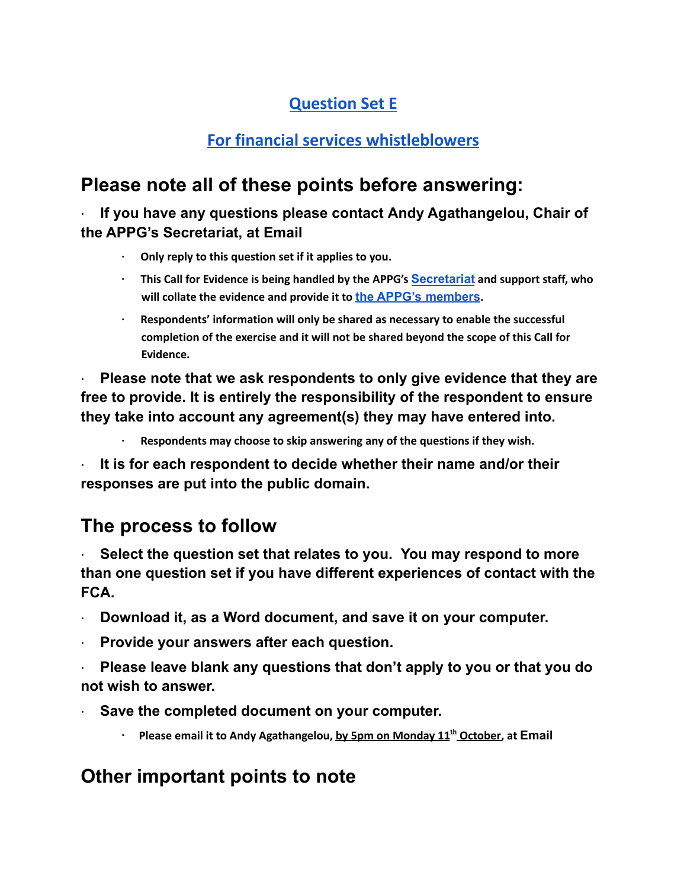## Question Set E

## For financial services whistleblowers

# Please note all of these points before answering:

- **If you have any questions please contact Andy Agathangelou, Chair of the APPG's Secretariat, at Email**
  - **Only reply to this question set if it applies to you.**
  - **This Call for Evidence is being handled by the APPG's Secretariat and support staff, who will collate the evidence and provide it to the APPG's members.**
  - **Respondents' information will only be shared as necessary to enable the successful completion of the exercise and it will not be shared beyond the scope of this Call for Evidence.**
- **Please note that we ask respondents to only give evidence that they are free to provide. It is entirely the responsibility of the respondent to ensure they take into account any agreement(s) they may have entered into.**
  - **Respondents may choose to skip answering any of the questions if they wish.**
- **It is for each respondent to decide whether their name and/or their responses are put into the public domain.**

# The process to follow

- **Select the question set that relates to you. You may respond to more than one question set if you have different experiences of contact with the FCA.**
- **Download it, as a Word document, and save it on your computer.**
- **Provide your answers after each question.**
- **Please leave blank any questions that don't apply to you or that you do not wish to answer.**
- **Save the completed document on your computer.**
  - **Please email it to Andy Agathangelou, by 5pm on Monday 11th October, at Email**

# Other important points to note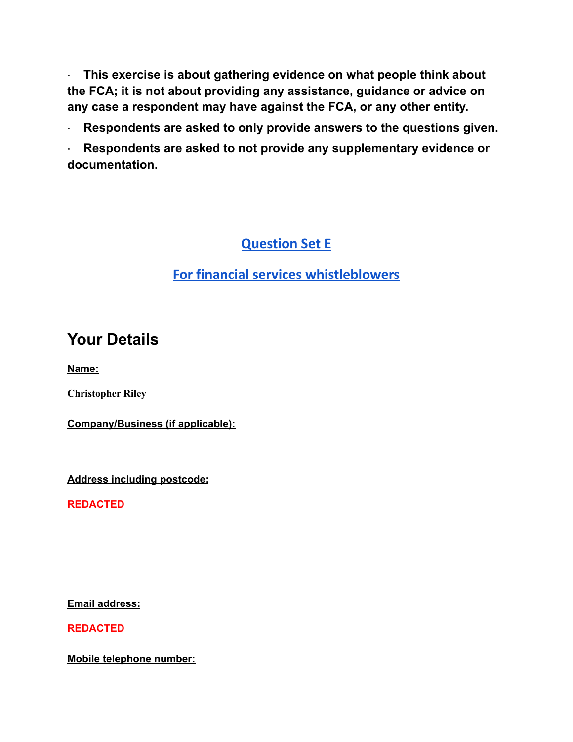· **This exercise is about gathering evidence on what people think about the FCA; it is not about providing any assistance, guidance or advice on any case a respondent may have against the FCA, or any other entity.**

· **Respondents are asked to only provide answers to the questions given.**

· **Respondents are asked to not provide any supplementary evidence or documentation.**

## Question Set E

## For financial services whistleblowers

## Your Details

**Name:**

**Christopher Riley**

**Company/Business (if applicable):**

**Address including postcode:**

**REDACTED**

**Email address:**

**REDACTED**

**Mobile telephone number:**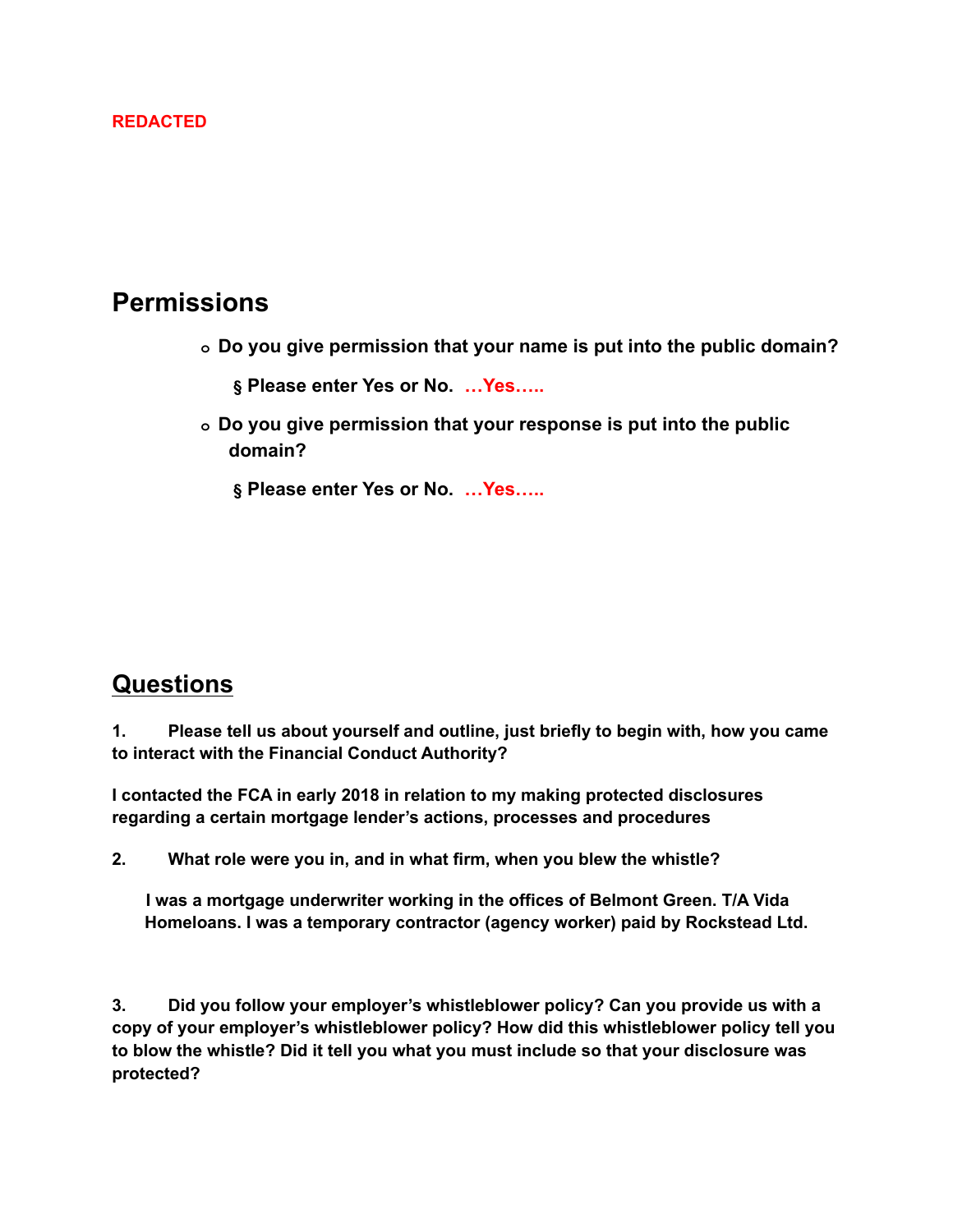REDACTED

## Permissions

- **Do you give permission that your name is put into the public domain?**
  - **Please enter Yes or No. …Yes…..**
- **Do you give permission that your response is put into the public domain?**
  - **Please enter Yes or No. …Yes…..**

## Questions

**1. Please tell us about yourself and outline, just briefly to begin with, how you came to interact with the Financial Conduct Authority?**

**I contacted the FCA in early 2018 in relation to my making protected disclosures regarding a certain mortgage lender's actions, processes and procedures**

**2. What role were you in, and in what firm, when you blew the whistle?**

**I was a mortgage underwriter working in the offices of Belmont Green. T/A Vida Homeloans. I was a temporary contractor (agency worker) paid by Rockstead Ltd.**

**3. Did you follow your employer's whistleblower policy? Can you provide us with a copy of your employer's whistleblower policy? How did this whistleblower policy tell you to blow the whistle? Did it tell you what you must include so that your disclosure was protected?**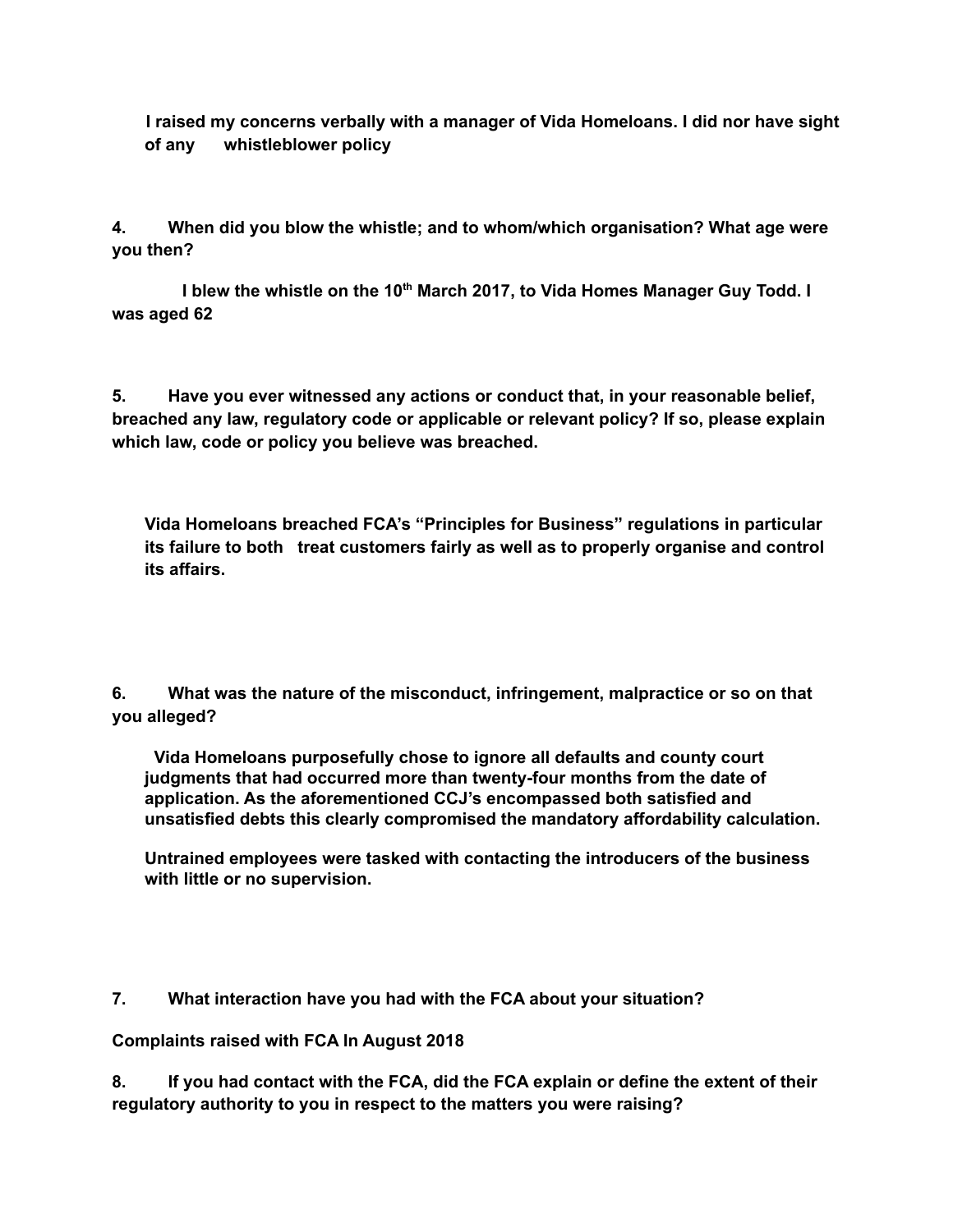**I raised my concerns verbally with a manager of Vida Homeloans. I did nor have sight of any whistleblower policy**

**4. When did you blow the whistle; and to whom/which organisation? What age were you then?**

**I blew the whistle on the 10th March 2017, to Vida Homes Manager Guy Todd. I was aged 62**

**5. Have you ever witnessed any actions or conduct that, in your reasonable belief, breached any law, regulatory code or applicable or relevant policy? If so, please explain which law, code or policy you believe was breached.**

**Vida Homeloans breached FCA's "Principles for Business" regulations in particular its failure to both treat customers fairly as well as to properly organise and control its affairs.**

**6. What was the nature of the misconduct, infringement, malpractice or so on that you alleged?**

**Vida Homeloans purposefully chose to ignore all defaults and county court judgments that had occurred more than twenty-four months from the date of application. As the aforementioned CCJ's encompassed both satisfied and unsatisfied debts this clearly compromised the mandatory affordability calculation.**

**Untrained employees were tasked with contacting the introducers of the business with little or no supervision.**

**7. What interaction have you had with the FCA about your situation?**

**Complaints raised with FCA In August 2018**

**8. If you had contact with the FCA, did the FCA explain or define the extent of their regulatory authority to you in respect to the matters you were raising?**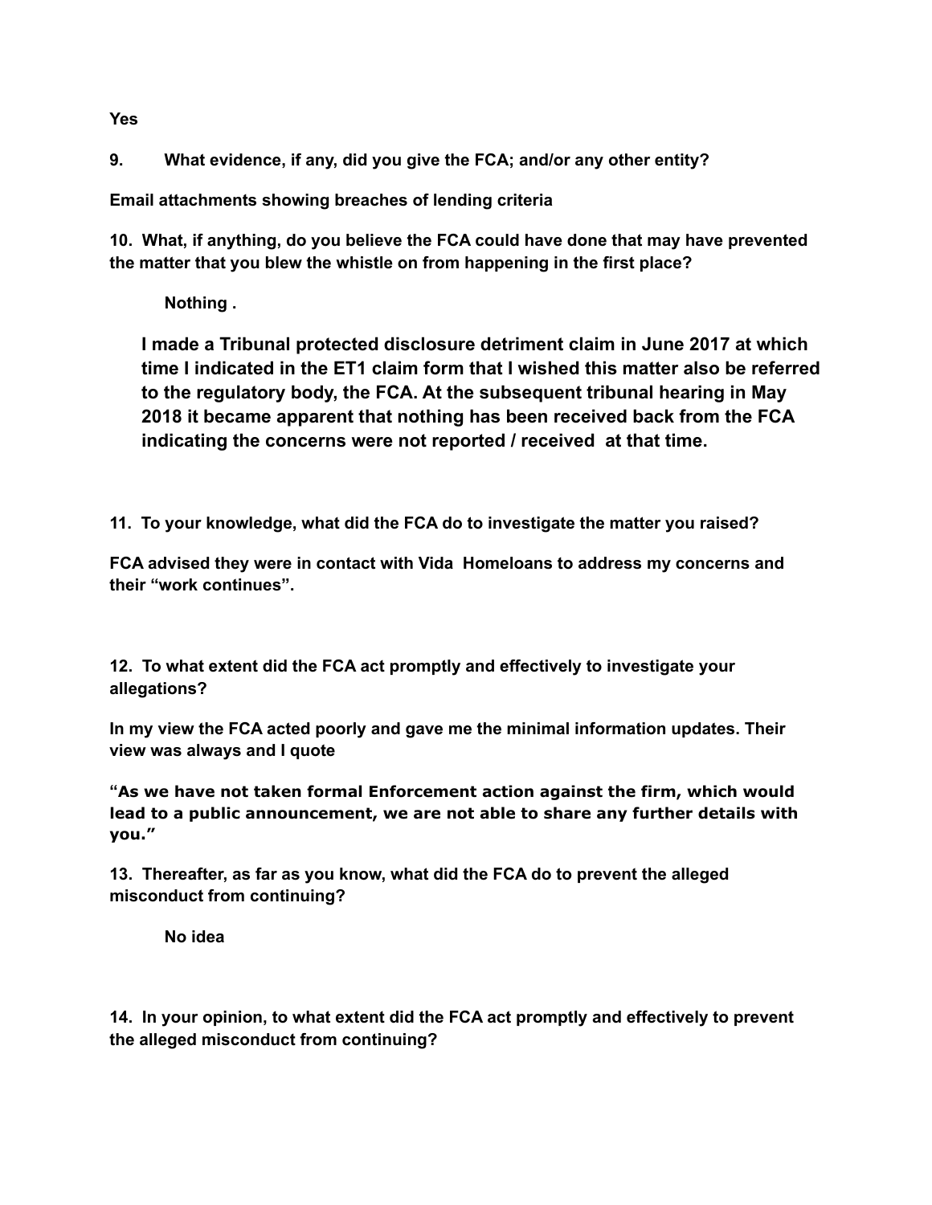**Yes**

**9. What evidence, if any, did you give the FCA; and/or any other entity?**

**Email attachments showing breaches of lending criteria**

**10. What, if anything, do you believe the FCA could have done that may have prevented the matter that you blew the whistle on from happening in the first place?**

**Nothing .**

**I made a Tribunal protected disclosure detriment claim in June 2017 at which time I indicated in the ET1 claim form that I wished this matter also be referred to the regulatory body, the FCA. At the subsequent tribunal hearing in May 2018 it became apparent that nothing has been received back from the FCA indicating the concerns were not reported / received at that time.**

**11. To your knowledge, what did the FCA do to investigate the matter you raised?**

**FCA advised they were in contact with Vida Homeloans to address my concerns and their "work continues".**

**12. To what extent did the FCA act promptly and effectively to investigate your allegations?**

**In my view the FCA acted poorly and gave me the minimal information updates. Their view was always and I quote**

**"As we have not taken formal Enforcement action against the firm, which would lead to a public announcement, we are not able to share any further details with you."**

**13. Thereafter, as far as you know, what did the FCA do to prevent the alleged misconduct from continuing?**

**No idea**

**14. In your opinion, to what extent did the FCA act promptly and effectively to prevent the alleged misconduct from continuing?**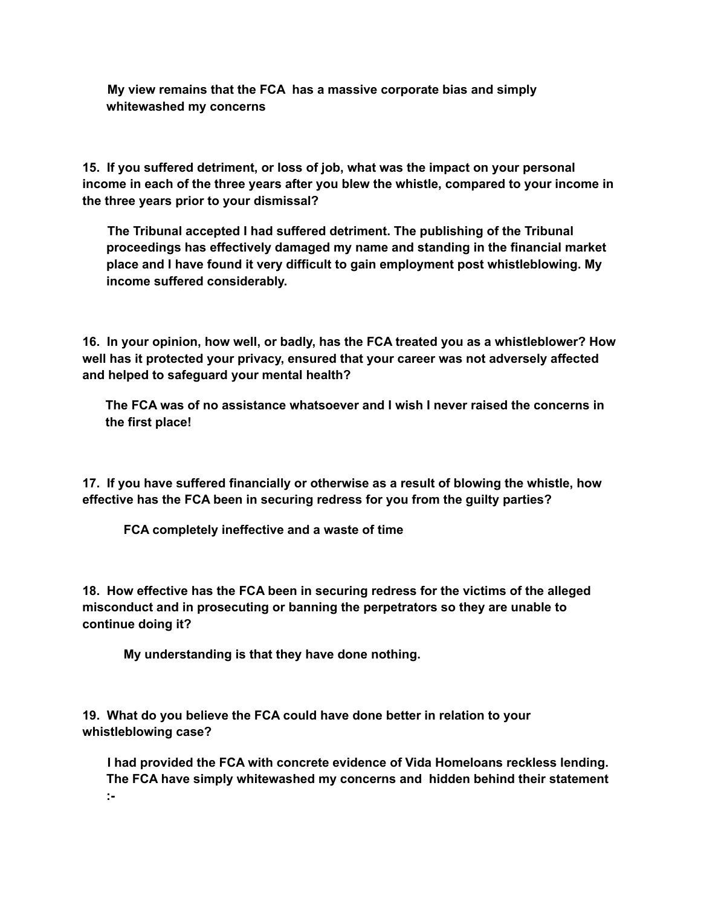**My view remains that the FCA has a massive corporate bias and simply whitewashed my concerns**

**15. If you suffered detriment, or loss of job, what was the impact on your personal income in each of the three years after you blew the whistle, compared to your income in the three years prior to your dismissal?**

**The Tribunal accepted I had suffered detriment. The publishing of the Tribunal proceedings has effectively damaged my name and standing in the financial market place and I have found it very difficult to gain employment post whistleblowing. My income suffered considerably.**

**16. In your opinion, how well, or badly, has the FCA treated you as a whistleblower? How well has it protected your privacy, ensured that your career was not adversely affected and helped to safeguard your mental health?**

**The FCA was of no assistance whatsoever and I wish I never raised the concerns in the first place!**

**17. If you have suffered financially or otherwise as a result of blowing the whistle, how effective has the FCA been in securing redress for you from the guilty parties?**

**FCA completely ineffective and a waste of time**

**18. How effective has the FCA been in securing redress for the victims of the alleged misconduct and in prosecuting or banning the perpetrators so they are unable to continue doing it?**

**My understanding is that they have done nothing.**

**19. What do you believe the FCA could have done better in relation to your whistleblowing case?**

**I had provided the FCA with concrete evidence of Vida Homeloans reckless lending. The FCA have simply whitewashed my concerns and hidden behind their statement :-**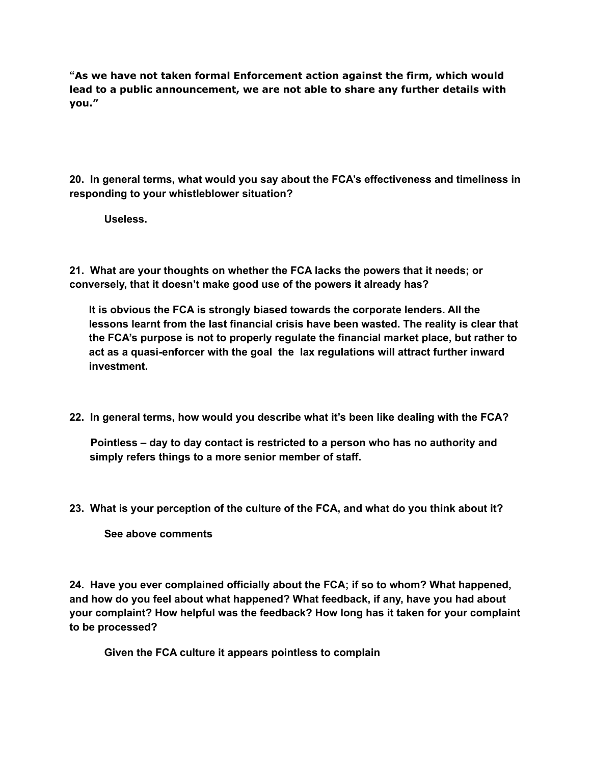**"As we have not taken formal Enforcement action against the firm, which would lead to a public announcement, we are not able to share any further details with you."**

**20. In general terms, what would you say about the FCA's effectiveness and timeliness in responding to your whistleblower situation?**

**Useless.**

**21. What are your thoughts on whether the FCA lacks the powers that it needs; or conversely, that it doesn't make good use of the powers it already has?**

**It is obvious the FCA is strongly biased towards the corporate lenders. All the lessons learnt from the last financial crisis have been wasted. The reality is clear that the FCA's purpose is not to properly regulate the financial market place, but rather to act as a quasi-enforcer with the goal the lax regulations will attract further inward investment.**

**22. In general terms, how would you describe what it's been like dealing with the FCA?**

**Pointless – day to day contact is restricted to a person who has no authority and simply refers things to a more senior member of staff.**

**23. What is your perception of the culture of the FCA, and what do you think about it?**

**See above comments**

**24. Have you ever complained officially about the FCA; if so to whom? What happened, and how do you feel about what happened? What feedback, if any, have you had about your complaint? How helpful was the feedback? How long has it taken for your complaint to be processed?**

**Given the FCA culture it appears pointless to complain**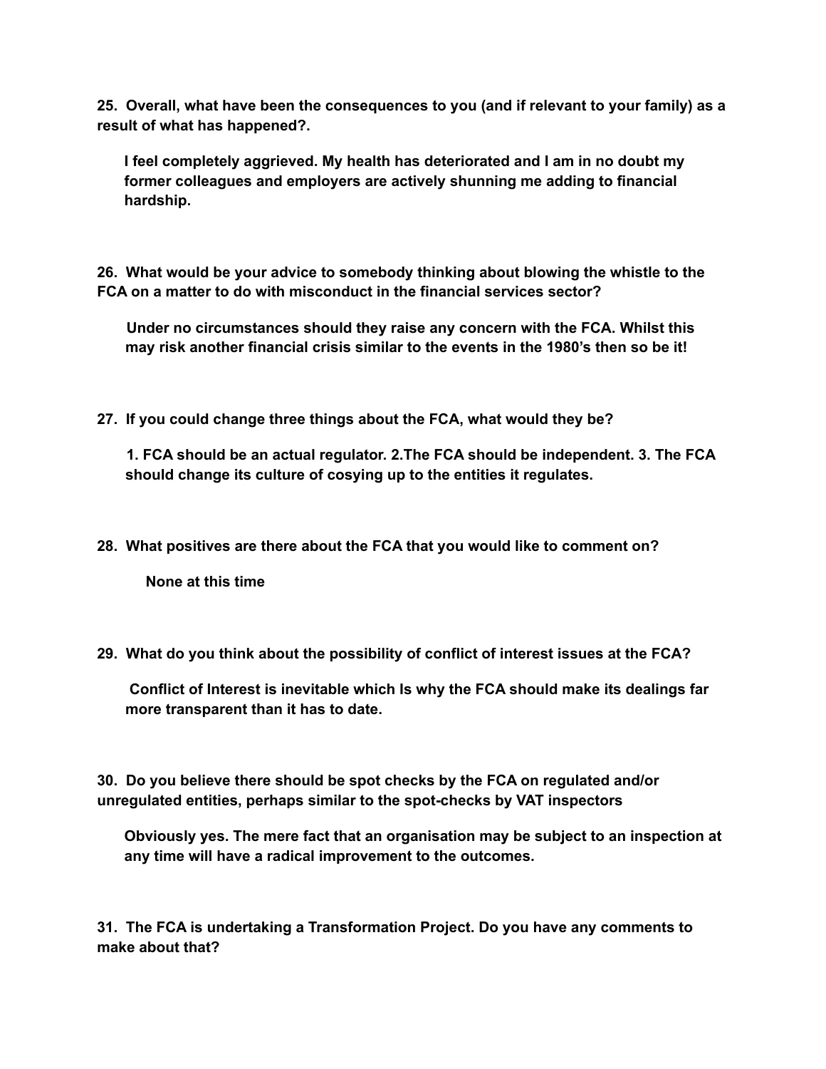**25. Overall, what have been the consequences to you (and if relevant to your family) as a result of what has happened?.**

**I feel completely aggrieved. My health has deteriorated and I am in no doubt my former colleagues and employers are actively shunning me adding to financial hardship.**

**26. What would be your advice to somebody thinking about blowing the whistle to the FCA on a matter to do with misconduct in the financial services sector?**

**Under no circumstances should they raise any concern with the FCA. Whilst this may risk another financial crisis similar to the events in the 1980's then so be it!**

**27. If you could change three things about the FCA, what would they be?**

**1. FCA should be an actual regulator. 2.The FCA should be independent. 3. The FCA should change its culture of cosying up to the entities it regulates.**

**28. What positives are there about the FCA that you would like to comment on?**

**None at this time**

**29. What do you think about the possibility of conflict of interest issues at the FCA?**

**Conflict of Interest is inevitable which Is why the FCA should make its dealings far more transparent than it has to date.**

**30. Do you believe there should be spot checks by the FCA on regulated and/or unregulated entities, perhaps similar to the spot-checks by VAT inspectors**

**Obviously yes. The mere fact that an organisation may be subject to an inspection at any time will have a radical improvement to the outcomes.**

**31. The FCA is undertaking a Transformation Project. Do you have any comments to make about that?**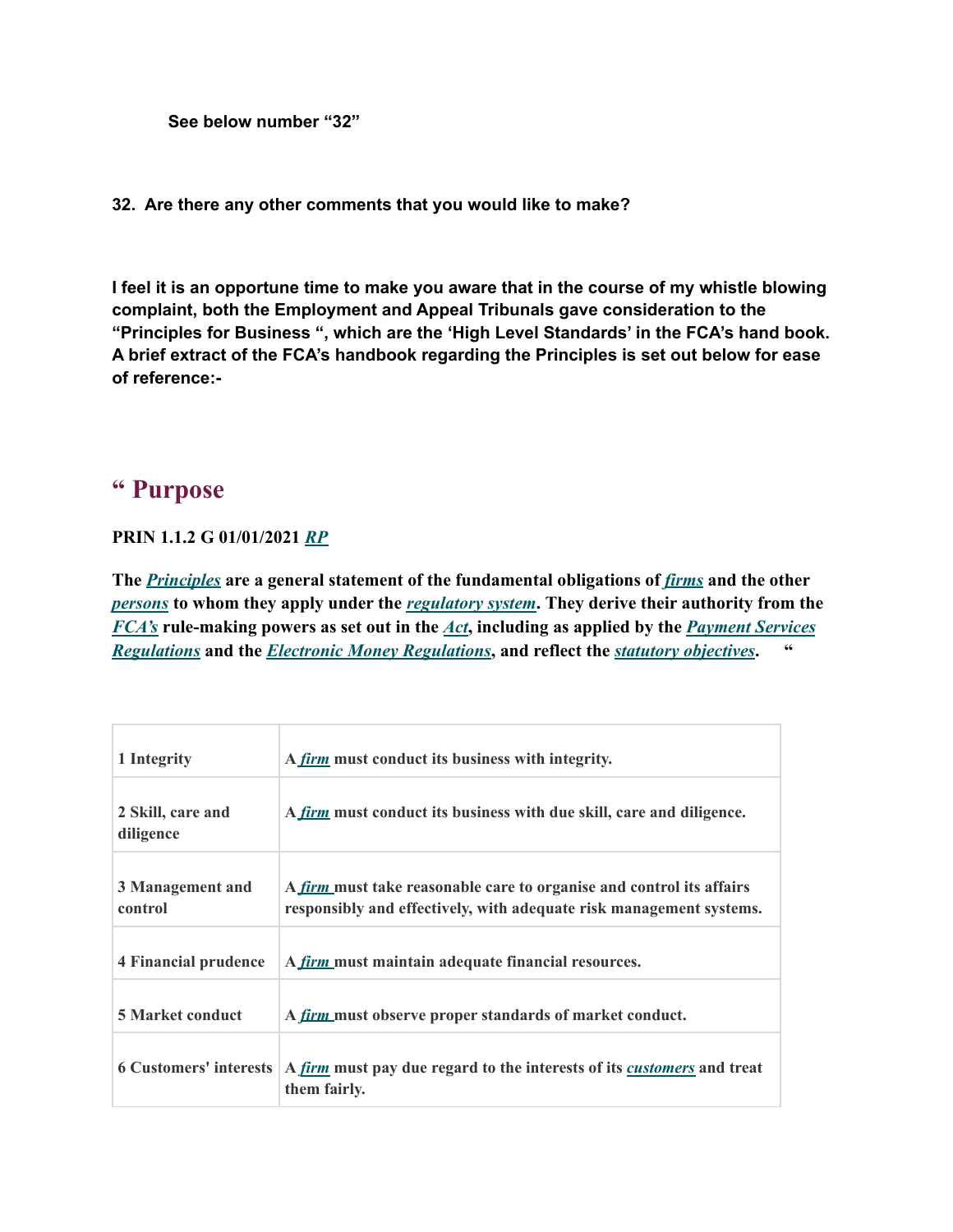**See below number "32"**

**32. Are there any other comments that you would like to make?**

**I feel it is an opportune time to make you aware that in the course of my whistle blowing complaint, both the Employment and Appeal Tribunals gave consideration to the "Principles for Business ", which are the 'High Level Standards' in the FCA's hand book. A brief extract of the FCA's handbook regarding the Principles is set out below for ease of reference:-**

## " Purpose

**PRIN 1.1.2 G 01/01/2021 *RP***

**The *Principles* are a general statement of the fundamental obligations of *firms* and the other *persons* to whom they apply under the *regulatory system*. They derive their authority from the *FCA's* rule-making powers as set out in the *Act*, including as applied by the *Payment Services Regulations* and the *Electronic Money Regulations*, and reflect the *statutory objectives*. "**

| | |
|---|---|
| **1 Integrity** | **A *firm* must conduct its business with integrity.** |
| **2 Skill, care and diligence** | **A *firm* must conduct its business with due skill, care and diligence.** |
| **3 Management and control** | **A *firm* must take reasonable care to organise and control its affairs responsibly and effectively, with adequate risk management systems.** |
| **4 Financial prudence** | **A *firm* must maintain adequate financial resources.** |
| **5 Market conduct** | **A *firm* must observe proper standards of market conduct.** |
| **6 Customers' interests** | **A *firm* must pay due regard to the interests of its *customers* and treat them fairly.** |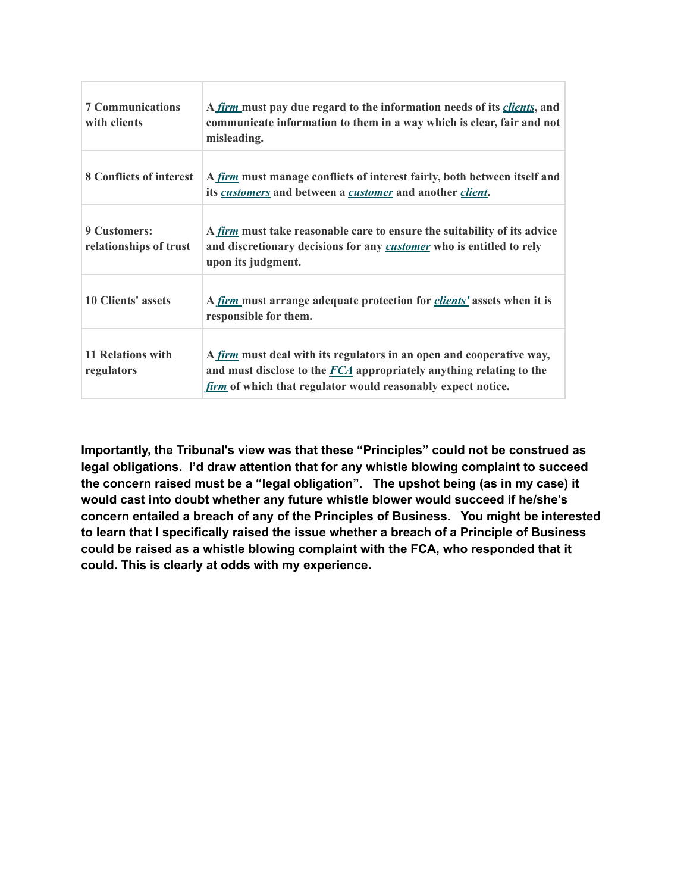| | |
|---|---|
| **7 Communications with clients** | **A *firm* must pay due regard to the information needs of its *clients*, and communicate information to them in a way which is clear, fair and not misleading.** |
| **8 Conflicts of interest** | **A *firm* must manage conflicts of interest fairly, both between itself and its *customers* and between a *customer* and another *client*.** |
| **9 Customers: relationships of trust** | **A *firm* must take reasonable care to ensure the suitability of its advice and discretionary decisions for any *customer* who is entitled to rely upon its judgment.** |
| **10 Clients' assets** | **A *firm* must arrange adequate protection for *clients'* assets when it is responsible for them.** |
| **11 Relations with regulators** | **A *firm* must deal with its regulators in an open and cooperative way, and must disclose to the *FCA* appropriately anything relating to the *firm* of which that regulator would reasonably expect notice.** |

**Importantly, the Tribunal's view was that these "Principles" could not be construed as legal obligations. I'd draw attention that for any whistle blowing complaint to succeed the concern raised must be a "legal obligation". The upshot being (as in my case) it would cast into doubt whether any future whistle blower would succeed if he/she's concern entailed a breach of any of the Principles of Business. You might be interested to learn that I specifically raised the issue whether a breach of a Principle of Business could be raised as a whistle blowing complaint with the FCA, who responded that it could. This is clearly at odds with my experience.**